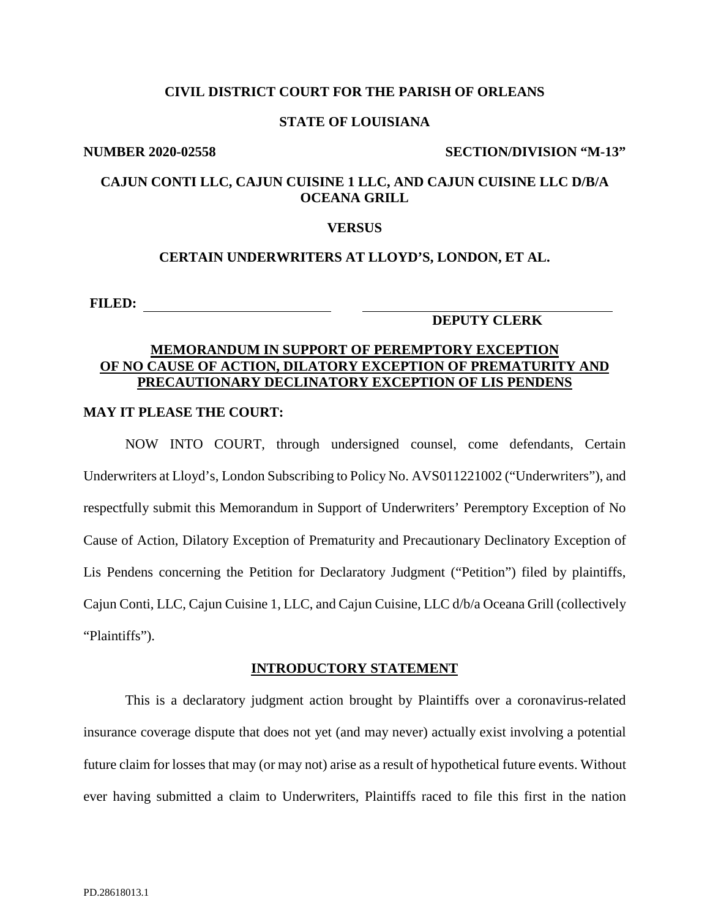**CIVIL DISTRICT COURT FOR THE PARISH OF ORLEANS**

**STATE OF LOUISIANA**

**NUMBER 2020-02558** **SECTION/DIVISION "M-13"**

**CAJUN CONTI LLC, CAJUN CUISINE 1 LLC, AND CAJUN CUISINE LLC D/B/A OCEANA GRILL**

**VERSUS**

**CERTAIN UNDERWRITERS AT LLOYD'S, LONDON, ET AL.**

**FILED:** ______________________ ______________________________

**DEPUTY CLERK**

## MEMORANDUM IN SUPPORT OF PEREMPTORY EXCEPTION OF NO CAUSE OF ACTION, DILATORY EXCEPTION OF PREMATURITY AND PRECAUTIONARY DECLINATORY EXCEPTION OF LIS PENDENS

**MAY IT PLEASE THE COURT:**

NOW INTO COURT, through undersigned counsel, come defendants, Certain Underwriters at Lloyd's, London Subscribing to Policy No. AVS011221002 ("Underwriters"), and respectfully submit this Memorandum in Support of Underwriters' Peremptory Exception of No Cause of Action, Dilatory Exception of Prematurity and Precautionary Declinatory Exception of Lis Pendens concerning the Petition for Declaratory Judgment ("Petition") filed by plaintiffs, Cajun Conti, LLC, Cajun Cuisine 1, LLC, and Cajun Cuisine, LLC d/b/a Oceana Grill (collectively "Plaintiffs").

## INTRODUCTORY STATEMENT

This is a declaratory judgment action brought by Plaintiffs over a coronavirus-related insurance coverage dispute that does not yet (and may never) actually exist involving a potential future claim for losses that may (or may not) arise as a result of hypothetical future events. Without ever having submitted a claim to Underwriters, Plaintiffs raced to file this first in the nation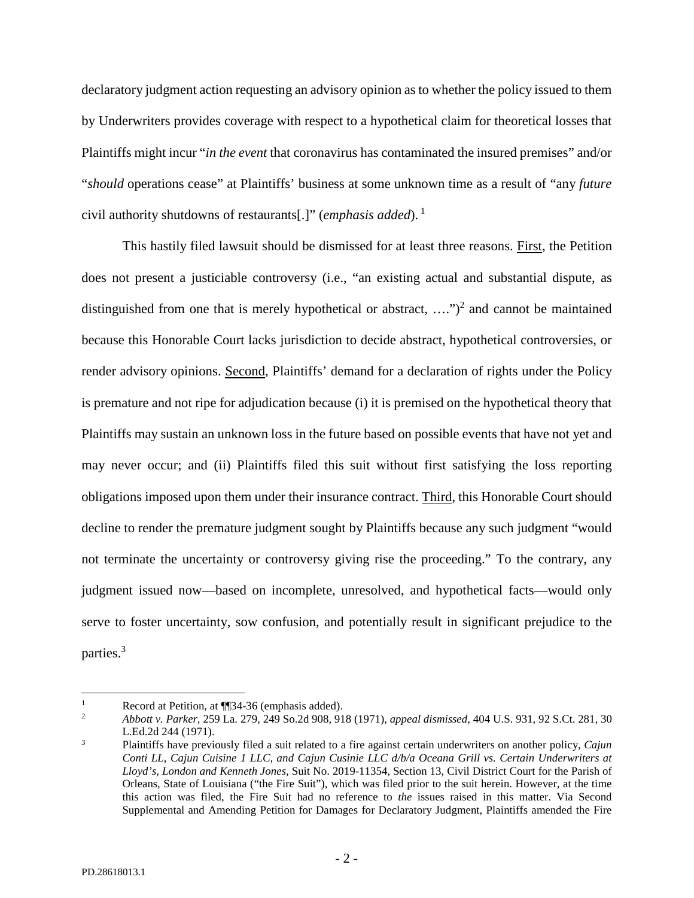declaratory judgment action requesting an advisory opinion as to whether the policy issued to them by Underwriters provides coverage with respect to a hypothetical claim for theoretical losses that Plaintiffs might incur "*in the event* that coronavirus has contaminated the insured premises" and/or "*should* operations cease" at Plaintiffs' business at some unknown time as a result of "any *future* civil authority shutdowns of restaurants[.]" (*emphasis added*).[1]

This hastily filed lawsuit should be dismissed for at least three reasons. First, the Petition does not present a justiciable controversy (i.e., "an existing actual and substantial dispute, as distinguished from one that is merely hypothetical or abstract, ....")[2] and cannot be maintained because this Honorable Court lacks jurisdiction to decide abstract, hypothetical controversies, or render advisory opinions. Second, Plaintiffs' demand for a declaration of rights under the Policy is premature and not ripe for adjudication because (i) it is premised on the hypothetical theory that Plaintiffs may sustain an unknown loss in the future based on possible events that have not yet and may never occur; and (ii) Plaintiffs filed this suit without first satisfying the loss reporting obligations imposed upon them under their insurance contract. Third, this Honorable Court should decline to render the premature judgment sought by Plaintiffs because any such judgment "would not terminate the uncertainty or controversy giving rise the proceeding." To the contrary, any judgment issued now—based on incomplete, unresolved, and hypothetical facts—would only serve to foster uncertainty, sow confusion, and potentially result in significant prejudice to the parties.[3]

---

[1] Record at Petition, at ¶¶34-36 (emphasis added).

[2] *Abbott v. Parker*, 259 La. 279, 249 So.2d 908, 918 (1971), *appeal dismissed*, 404 U.S. 931, 92 S.Ct. 281, 30 L.Ed.2d 244 (1971).

[3] Plaintiffs have previously filed a suit related to a fire against certain underwriters on another policy, *Cajun Conti LL, Cajun Cuisine 1 LLC, and Cajun Cusinie LLC d/b/a Oceana Grill vs. Certain Underwriters at Lloyd's, London and Kenneth Jones,* Suit No. 2019-11354, Section 13, Civil District Court for the Parish of Orleans, State of Louisiana ("the Fire Suit"), which was filed prior to the suit herein. However, at the time this action was filed, the Fire Suit had no reference to *the* issues raised in this matter. Via Second Supplemental and Amending Petition for Damages for Declaratory Judgment, Plaintiffs amended the Fire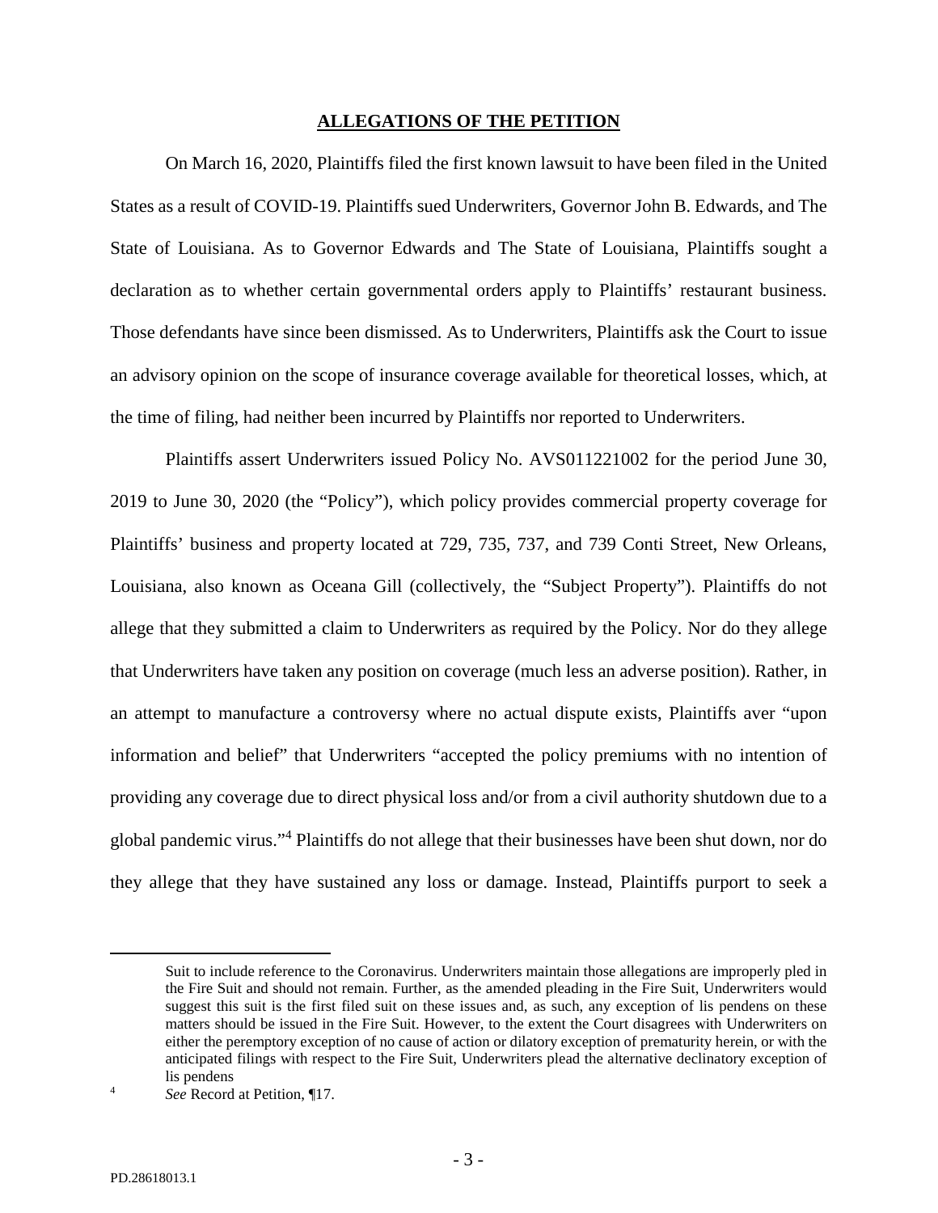## ALLEGATIONS OF THE PETITION

On March 16, 2020, Plaintiffs filed the first known lawsuit to have been filed in the United States as a result of COVID-19. Plaintiffs sued Underwriters, Governor John B. Edwards, and The State of Louisiana. As to Governor Edwards and The State of Louisiana, Plaintiffs sought a declaration as to whether certain governmental orders apply to Plaintiffs' restaurant business. Those defendants have since been dismissed. As to Underwriters, Plaintiffs ask the Court to issue an advisory opinion on the scope of insurance coverage available for theoretical losses, which, at the time of filing, had neither been incurred by Plaintiffs nor reported to Underwriters.

Plaintiffs assert Underwriters issued Policy No. AVS011221002 for the period June 30, 2019 to June 30, 2020 (the "Policy"), which policy provides commercial property coverage for Plaintiffs' business and property located at 729, 735, 737, and 739 Conti Street, New Orleans, Louisiana, also known as Oceana Gill (collectively, the "Subject Property"). Plaintiffs do not allege that they submitted a claim to Underwriters as required by the Policy. Nor do they allege that Underwriters have taken any position on coverage (much less an adverse position). Rather, in an attempt to manufacture a controversy where no actual dispute exists, Plaintiffs aver "upon information and belief" that Underwriters "accepted the policy premiums with no intention of providing any coverage due to direct physical loss and/or from a civil authority shutdown due to a global pandemic virus."[4] Plaintiffs do not allege that their businesses have been shut down, nor do they allege that they have sustained any loss or damage. Instead, Plaintiffs purport to seek a

---

Suit to include reference to the Coronavirus. Underwriters maintain those allegations are improperly pled in the Fire Suit and should not remain. Further, as the amended pleading in the Fire Suit, Underwriters would suggest this suit is the first filed suit on these issues and, as such, any exception of lis pendens on these matters should be issued in the Fire Suit. However, to the extent the Court disagrees with Underwriters on either the peremptory exception of no cause of action or dilatory exception of prematurity herein, or with the anticipated filings with respect to the Fire Suit, Underwriters plead the alternative declinatory exception of lis pendens

[4] *See* Record at Petition, ¶17.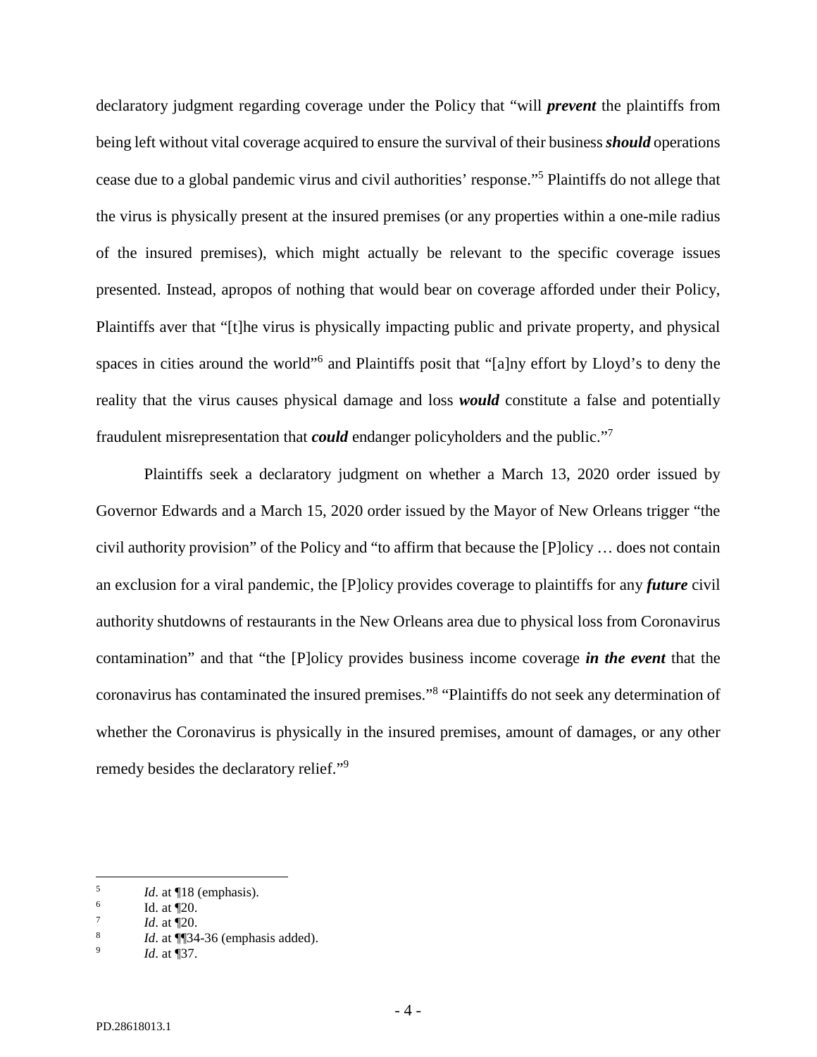declaratory judgment regarding coverage under the Policy that "will ***prevent*** the plaintiffs from being left without vital coverage acquired to ensure the survival of their business ***should*** operations cease due to a global pandemic virus and civil authorities' response."[5] Plaintiffs do not allege that the virus is physically present at the insured premises (or any properties within a one-mile radius of the insured premises), which might actually be relevant to the specific coverage issues presented. Instead, apropos of nothing that would bear on coverage afforded under their Policy, Plaintiffs aver that "[t]he virus is physically impacting public and private property, and physical spaces in cities around the world"[6] and Plaintiffs posit that "[a]ny effort by Lloyd's to deny the reality that the virus causes physical damage and loss ***would*** constitute a false and potentially fraudulent misrepresentation that ***could*** endanger policyholders and the public."[7]

Plaintiffs seek a declaratory judgment on whether a March 13, 2020 order issued by Governor Edwards and a March 15, 2020 order issued by the Mayor of New Orleans trigger "the civil authority provision" of the Policy and "to affirm that because the [P]olicy … does not contain an exclusion for a viral pandemic, the [P]olicy provides coverage to plaintiffs for any ***future*** civil authority shutdowns of restaurants in the New Orleans area due to physical loss from Coronavirus contamination" and that "the [P]olicy provides business income coverage ***in the event*** that the coronavirus has contaminated the insured premises."[8] "Plaintiffs do not seek any determination of whether the Coronavirus is physically in the insured premises, amount of damages, or any other remedy besides the declaratory relief."[9]

---

[5] *Id*. at ¶18 (emphasis).

[6] Id. at ¶20.

[7] *Id*. at ¶20.

[8] *Id*. at ¶¶34-36 (emphasis added).

[9] *Id*. at ¶37.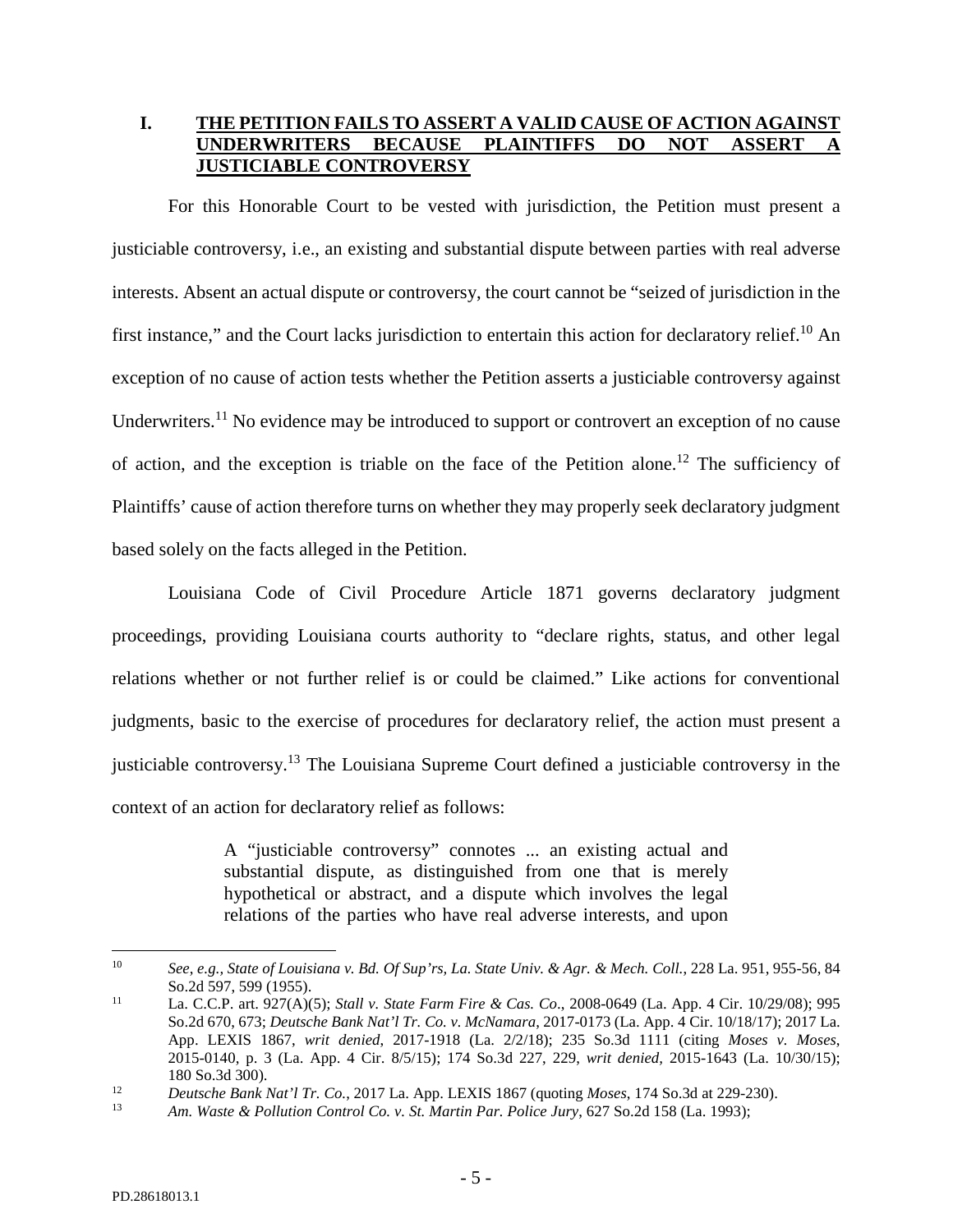## I. **THE PETITION FAILS TO ASSERT A VALID CAUSE OF ACTION AGAINST UNDERWRITERS BECAUSE PLAINTIFFS DO NOT ASSERT A JUSTICIABLE CONTROVERSY**

For this Honorable Court to be vested with jurisdiction, the Petition must present a justiciable controversy, i.e., an existing and substantial dispute between parties with real adverse interests. Absent an actual dispute or controversy, the court cannot be "seized of jurisdiction in the first instance," and the Court lacks jurisdiction to entertain this action for declaratory relief.[10] An exception of no cause of action tests whether the Petition asserts a justiciable controversy against Underwriters.[11] No evidence may be introduced to support or controvert an exception of no cause of action, and the exception is triable on the face of the Petition alone.[12] The sufficiency of Plaintiffs' cause of action therefore turns on whether they may properly seek declaratory judgment based solely on the facts alleged in the Petition.

Louisiana Code of Civil Procedure Article 1871 governs declaratory judgment proceedings, providing Louisiana courts authority to "declare rights, status, and other legal relations whether or not further relief is or could be claimed." Like actions for conventional judgments, basic to the exercise of procedures for declaratory relief, the action must present a justiciable controversy.[13] The Louisiana Supreme Court defined a justiciable controversy in the context of an action for declaratory relief as follows:

> A "justiciable controversy" connotes ... an existing actual and substantial dispute, as distinguished from one that is merely hypothetical or abstract, and a dispute which involves the legal relations of the parties who have real adverse interests, and upon

---

[10] *See, e.g., State of Louisiana v. Bd. Of Sup'rs, La. State Univ. & Agr. & Mech. Coll.*, 228 La. 951, 955-56, 84 So.2d 597, 599 (1955).

[11] La. C.C.P. art. 927(A)(5); *Stall v. State Farm Fire & Cas. Co*., 2008-0649 (La. App. 4 Cir. 10/29/08); 995 So.2d 670, 673; *Deutsche Bank Nat'l Tr. Co. v. McNamara*, 2017-0173 (La. App. 4 Cir. 10/18/17); 2017 La. App. LEXIS 1867, *writ denied*, 2017-1918 (La. 2/2/18); 235 So.3d 1111 (citing *Moses v. Moses*, 2015-0140, p. 3 (La. App. 4 Cir. 8/5/15); 174 So.3d 227, 229, *writ denied,* 2015-1643 (La. 10/30/15); 180 So.3d 300).

[12] *Deutsche Bank Nat'l Tr. Co.*, 2017 La. App. LEXIS 1867 (quoting *Moses*, 174 So.3d at 229-230).

[13] *Am. Waste & Pollution Control Co. v. St. Martin Par. Police Jury*, 627 So.2d 158 (La. 1993);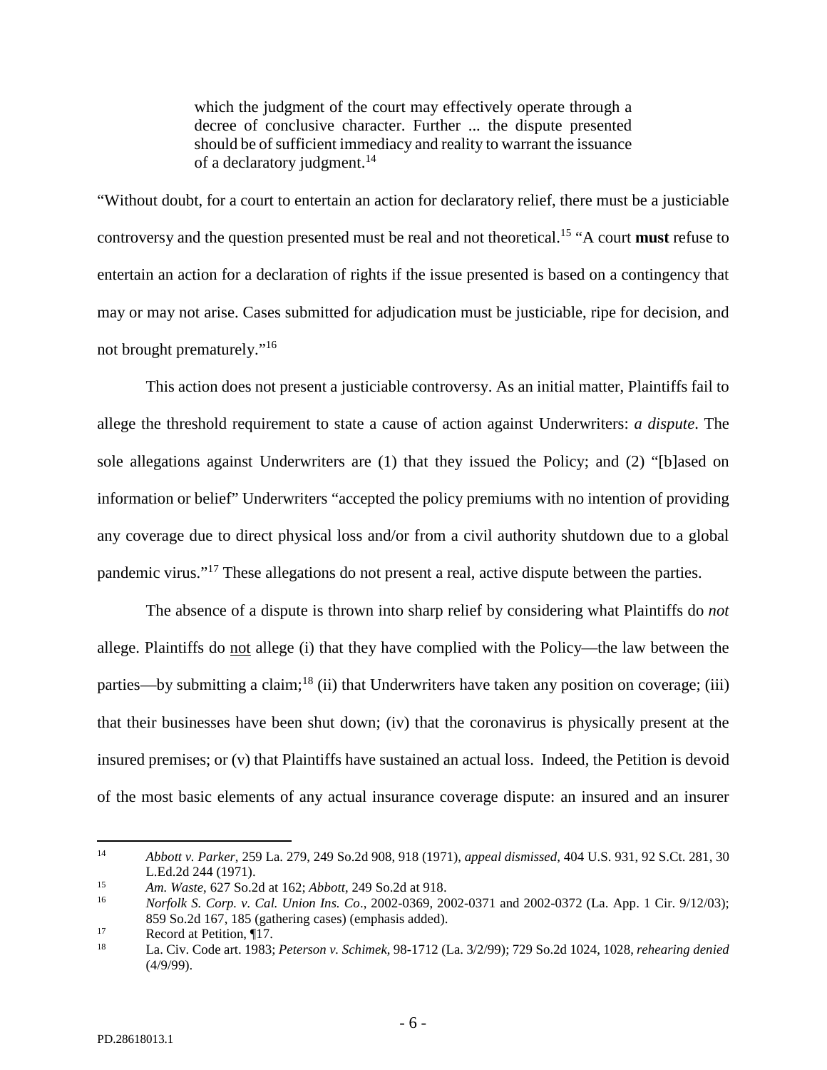> which the judgment of the court may effectively operate through a decree of conclusive character. Further ... the dispute presented should be of sufficient immediacy and reality to warrant the issuance of a declaratory judgment.[14]

"Without doubt, for a court to entertain an action for declaratory relief, there must be a justiciable controversy and the question presented must be real and not theoretical.[15] "A court **must** refuse to entertain an action for a declaration of rights if the issue presented is based on a contingency that may or may not arise. Cases submitted for adjudication must be justiciable, ripe for decision, and not brought prematurely."[16]

This action does not present a justiciable controversy. As an initial matter, Plaintiffs fail to allege the threshold requirement to state a cause of action against Underwriters: *a dispute*. The sole allegations against Underwriters are (1) that they issued the Policy; and (2) "[b]ased on information or belief" Underwriters "accepted the policy premiums with no intention of providing any coverage due to direct physical loss and/or from a civil authority shutdown due to a global pandemic virus."[17] These allegations do not present a real, active dispute between the parties.

The absence of a dispute is thrown into sharp relief by considering what Plaintiffs do *not* allege. Plaintiffs do <u>not</u> allege (i) that they have complied with the Policy—the law between the parties—by submitting a claim;[18] (ii) that Underwriters have taken any position on coverage; (iii) that their businesses have been shut down; (iv) that the coronavirus is physically present at the insured premises; or (v) that Plaintiffs have sustained an actual loss. Indeed, the Petition is devoid of the most basic elements of any actual insurance coverage dispute: an insured and an insurer

---

[14] *Abbott v. Parker*, 259 La. 279, 249 So.2d 908, 918 (1971), *appeal dismissed*, 404 U.S. 931, 92 S.Ct. 281, 30 L.Ed.2d 244 (1971).

[15] *Am. Waste*, 627 So.2d at 162; *Abbott*, 249 So.2d at 918.

[16] *Norfolk S. Corp. v. Cal. Union Ins. Co*., 2002-0369, 2002-0371 and 2002-0372 (La. App. 1 Cir. 9/12/03); 859 So.2d 167, 185 (gathering cases) (emphasis added).

[17] Record at Petition, ¶17.

[18] La. Civ. Code art. 1983; *Peterson v. Schimek*, 98-1712 (La. 3/2/99); 729 So.2d 1024, 1028, *rehearing denied* (4/9/99).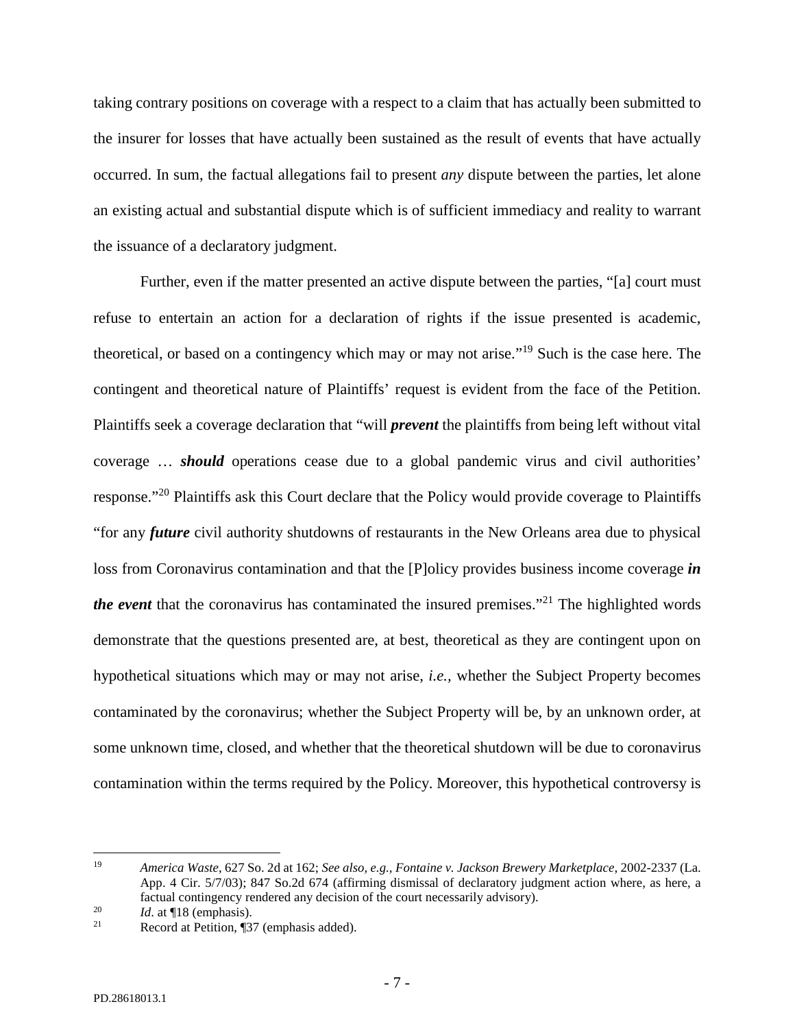taking contrary positions on coverage with a respect to a claim that has actually been submitted to the insurer for losses that have actually been sustained as the result of events that have actually occurred. In sum, the factual allegations fail to present *any* dispute between the parties, let alone an existing actual and substantial dispute which is of sufficient immediacy and reality to warrant the issuance of a declaratory judgment.

Further, even if the matter presented an active dispute between the parties, "[a] court must refuse to entertain an action for a declaration of rights if the issue presented is academic, theoretical, or based on a contingency which may or may not arise."[19] Such is the case here. The contingent and theoretical nature of Plaintiffs' request is evident from the face of the Petition. Plaintiffs seek a coverage declaration that "will ***prevent*** the plaintiffs from being left without vital coverage … ***should*** operations cease due to a global pandemic virus and civil authorities' response."[20] Plaintiffs ask this Court declare that the Policy would provide coverage to Plaintiffs "for any ***future*** civil authority shutdowns of restaurants in the New Orleans area due to physical loss from Coronavirus contamination and that the [P]olicy provides business income coverage ***in the event*** that the coronavirus has contaminated the insured premises."[21] The highlighted words demonstrate that the questions presented are, at best, theoretical as they are contingent upon on hypothetical situations which may or may not arise, *i.e.*, whether the Subject Property becomes contaminated by the coronavirus; whether the Subject Property will be, by an unknown order, at some unknown time, closed, and whether that the theoretical shutdown will be due to coronavirus contamination within the terms required by the Policy. Moreover, this hypothetical controversy is

---

[19] *America Waste*, 627 So. 2d at 162; *See also, e.g., Fontaine v. Jackson Brewery Marketplace*, 2002-2337 (La. App. 4 Cir. 5/7/03); 847 So.2d 674 (affirming dismissal of declaratory judgment action where, as here, a factual contingency rendered any decision of the court necessarily advisory).

[20] *Id*. at ¶18 (emphasis).

[21] Record at Petition, ¶37 (emphasis added).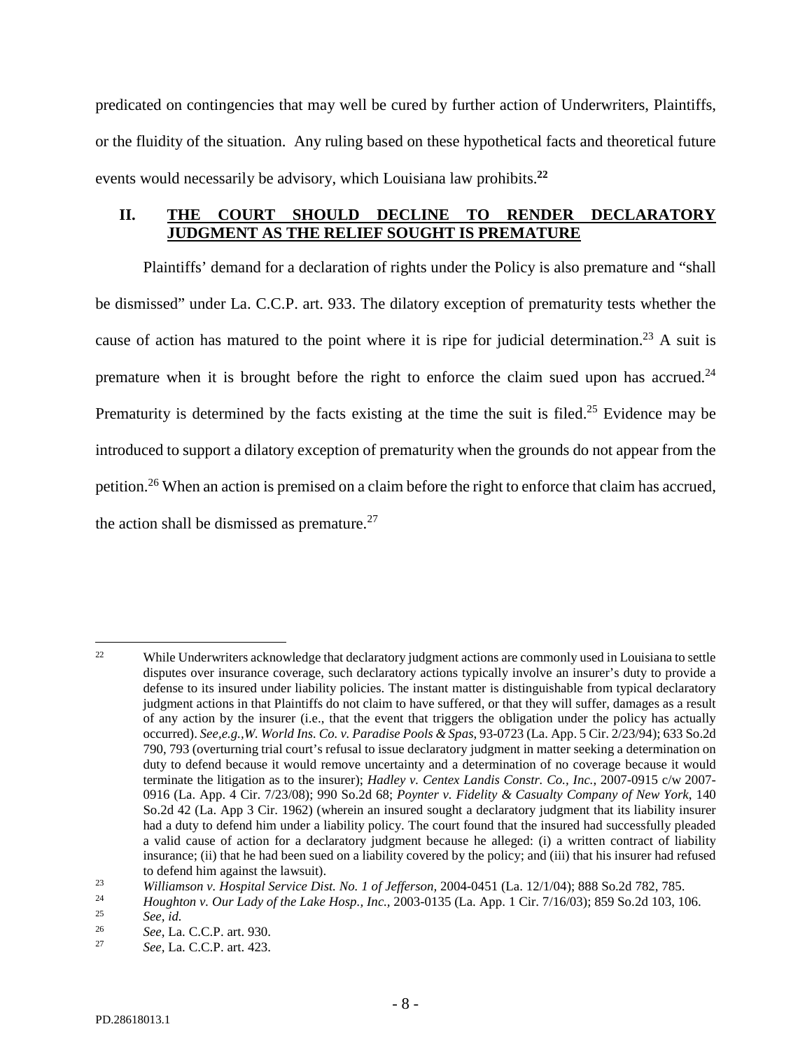predicated on contingencies that may well be cured by further action of Underwriters, Plaintiffs, or the fluidity of the situation. Any ruling based on these hypothetical facts and theoretical future events would necessarily be advisory, which Louisiana law prohibits.[22]

## II. THE COURT SHOULD DECLINE TO RENDER DECLARATORY JUDGMENT AS THE RELIEF SOUGHT IS PREMATURE

Plaintiffs' demand for a declaration of rights under the Policy is also premature and "shall be dismissed" under La. C.C.P. art. 933. The dilatory exception of prematurity tests whether the cause of action has matured to the point where it is ripe for judicial determination.[23] A suit is premature when it is brought before the right to enforce the claim sued upon has accrued.[24] Prematurity is determined by the facts existing at the time the suit is filed.[25] Evidence may be introduced to support a dilatory exception of prematurity when the grounds do not appear from the petition.[26] When an action is premised on a claim before the right to enforce that claim has accrued, the action shall be dismissed as premature.[27]

---

[22] While Underwriters acknowledge that declaratory judgment actions are commonly used in Louisiana to settle disputes over insurance coverage, such declaratory actions typically involve an insurer's duty to provide a defense to its insured under liability policies. The instant matter is distinguishable from typical declaratory judgment actions in that Plaintiffs do not claim to have suffered, or that they will suffer, damages as a result of any action by the insurer (i.e., that the event that triggers the obligation under the policy has actually occurred). *See,e.g.,W. World Ins. Co. v. Paradise Pools & Spas,* 93-0723 (La. App. 5 Cir. 2/23/94); 633 So.2d 790, 793 (overturning trial court's refusal to issue declaratory judgment in matter seeking a determination on duty to defend because it would remove uncertainty and a determination of no coverage because it would terminate the litigation as to the insurer); *Hadley v. Centex Landis Constr. Co., Inc.*, 2007-0915 c/w 2007-0916 (La. App. 4 Cir. 7/23/08); 990 So.2d 68; *Poynter v. Fidelity & Casualty Company of New York*, 140 So.2d 42 (La. App 3 Cir. 1962) (wherein an insured sought a declaratory judgment that its liability insurer had a duty to defend him under a liability policy. The court found that the insured had successfully pleaded a valid cause of action for a declaratory judgment because he alleged: (i) a written contract of liability insurance; (ii) that he had been sued on a liability covered by the policy; and (iii) that his insurer had refused to defend him against the lawsuit).

[23] *Williamson v. Hospital Service Dist. No. 1 of Jefferson,* 2004-0451 (La. 12/1/04); 888 So.2d 782, 785.

[24] *Houghton v. Our Lady of the Lake Hosp., Inc.*, 2003-0135 (La. App. 1 Cir. 7/16/03); 859 So.2d 103, 106.

[25] *See, id.*

[26] *See*, La. C.C.P. art. 930.

[27] *See,* La. C.C.P. art. 423.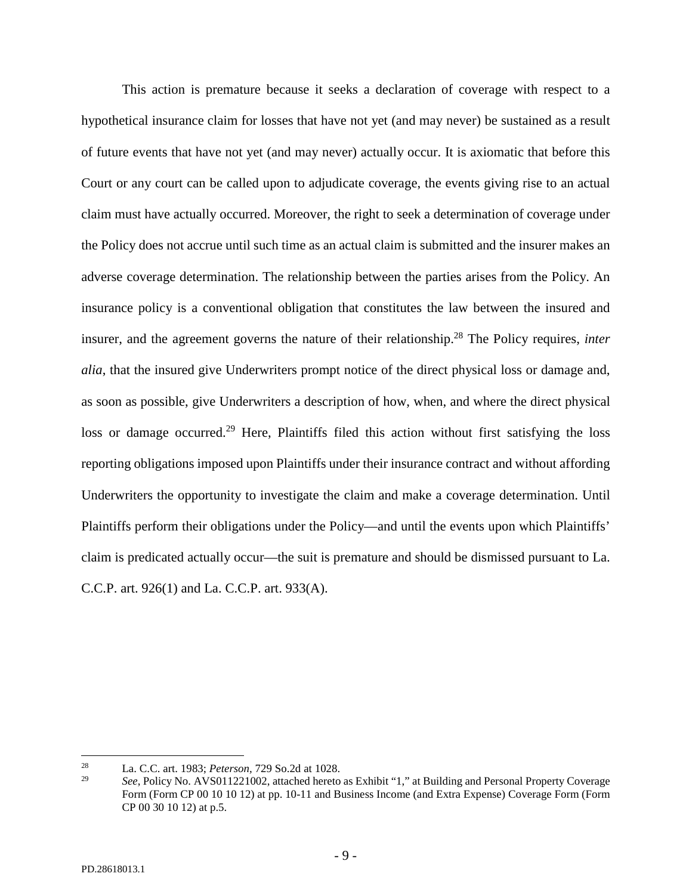This action is premature because it seeks a declaration of coverage with respect to a hypothetical insurance claim for losses that have not yet (and may never) be sustained as a result of future events that have not yet (and may never) actually occur. It is axiomatic that before this Court or any court can be called upon to adjudicate coverage, the events giving rise to an actual claim must have actually occurred. Moreover, the right to seek a determination of coverage under the Policy does not accrue until such time as an actual claim is submitted and the insurer makes an adverse coverage determination. The relationship between the parties arises from the Policy. An insurance policy is a conventional obligation that constitutes the law between the insured and insurer, and the agreement governs the nature of their relationship.[28] The Policy requires, *inter alia*, that the insured give Underwriters prompt notice of the direct physical loss or damage and, as soon as possible, give Underwriters a description of how, when, and where the direct physical loss or damage occurred.[29] Here, Plaintiffs filed this action without first satisfying the loss reporting obligations imposed upon Plaintiffs under their insurance contract and without affording Underwriters the opportunity to investigate the claim and make a coverage determination. Until Plaintiffs perform their obligations under the Policy—and until the events upon which Plaintiffs' claim is predicated actually occur—the suit is premature and should be dismissed pursuant to La. C.C.P. art. 926(1) and La. C.C.P. art. 933(A).

---

[28] La. C.C. art. 1983; *Peterson*, 729 So.2d at 1028.

[29] *See*, Policy No. AVS011221002, attached hereto as Exhibit "1," at Building and Personal Property Coverage Form (Form CP 00 10 10 12) at pp. 10-11 and Business Income (and Extra Expense) Coverage Form (Form CP 00 30 10 12) at p.5.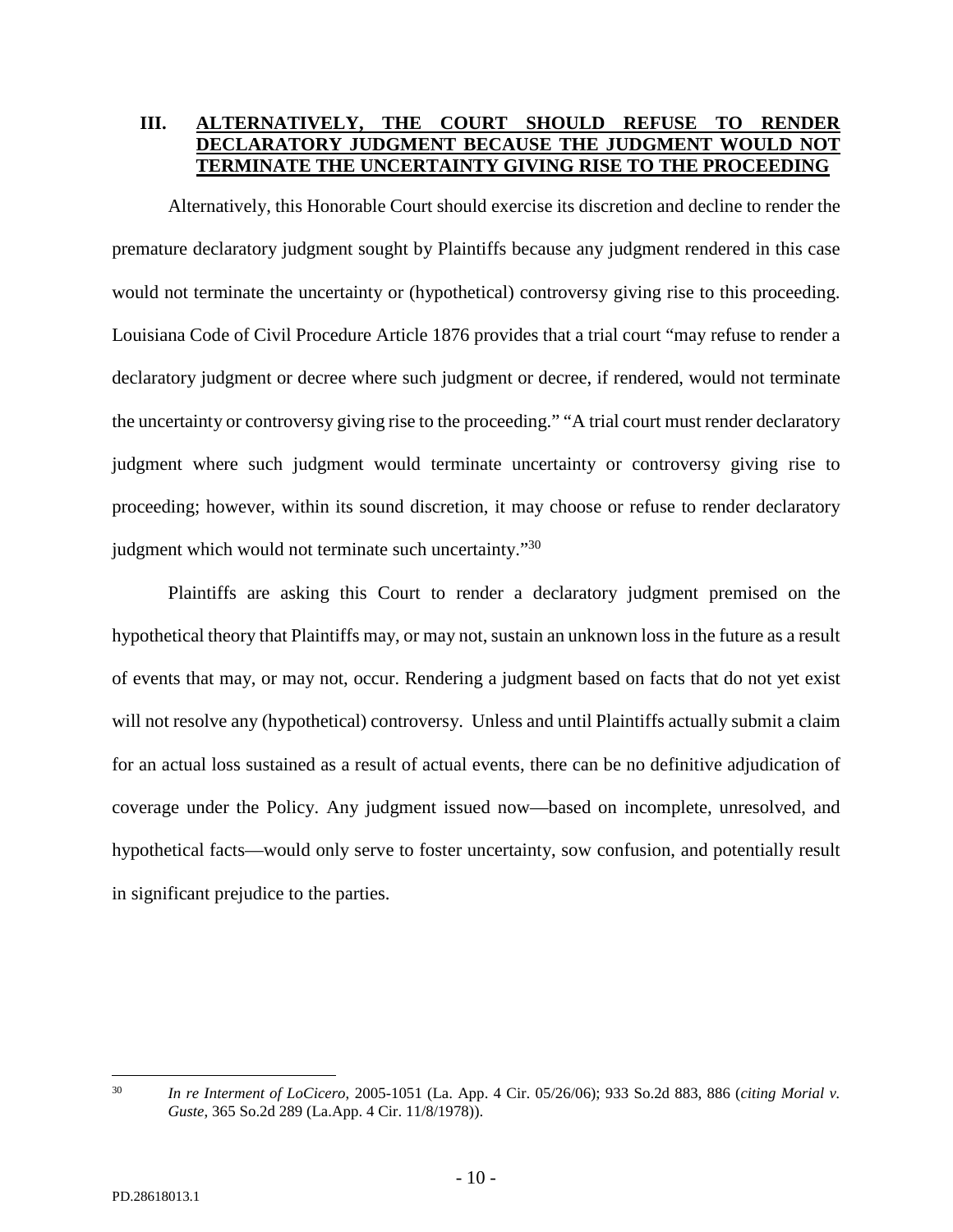## III. ALTERNATIVELY, THE COURT SHOULD REFUSE TO RENDER DECLARATORY JUDGMENT BECAUSE THE JUDGMENT WOULD NOT TERMINATE THE UNCERTAINTY GIVING RISE TO THE PROCEEDING

Alternatively, this Honorable Court should exercise its discretion and decline to render the premature declaratory judgment sought by Plaintiffs because any judgment rendered in this case would not terminate the uncertainty or (hypothetical) controversy giving rise to this proceeding. Louisiana Code of Civil Procedure Article 1876 provides that a trial court "may refuse to render a declaratory judgment or decree where such judgment or decree, if rendered, would not terminate the uncertainty or controversy giving rise to the proceeding." "A trial court must render declaratory judgment where such judgment would terminate uncertainty or controversy giving rise to proceeding; however, within its sound discretion, it may choose or refuse to render declaratory judgment which would not terminate such uncertainty."[30]

Plaintiffs are asking this Court to render a declaratory judgment premised on the hypothetical theory that Plaintiffs may, or may not, sustain an unknown loss in the future as a result of events that may, or may not, occur. Rendering a judgment based on facts that do not yet exist will not resolve any (hypothetical) controversy. Unless and until Plaintiffs actually submit a claim for an actual loss sustained as a result of actual events, there can be no definitive adjudication of coverage under the Policy. Any judgment issued now—based on incomplete, unresolved, and hypothetical facts—would only serve to foster uncertainty, sow confusion, and potentially result in significant prejudice to the parties.

---

[30] *In re Interment of LoCicero*, 2005-1051 (La. App. 4 Cir. 05/26/06); 933 So.2d 883, 886 (*citing Morial v. Guste*, 365 So.2d 289 (La.App. 4 Cir. 11/8/1978)).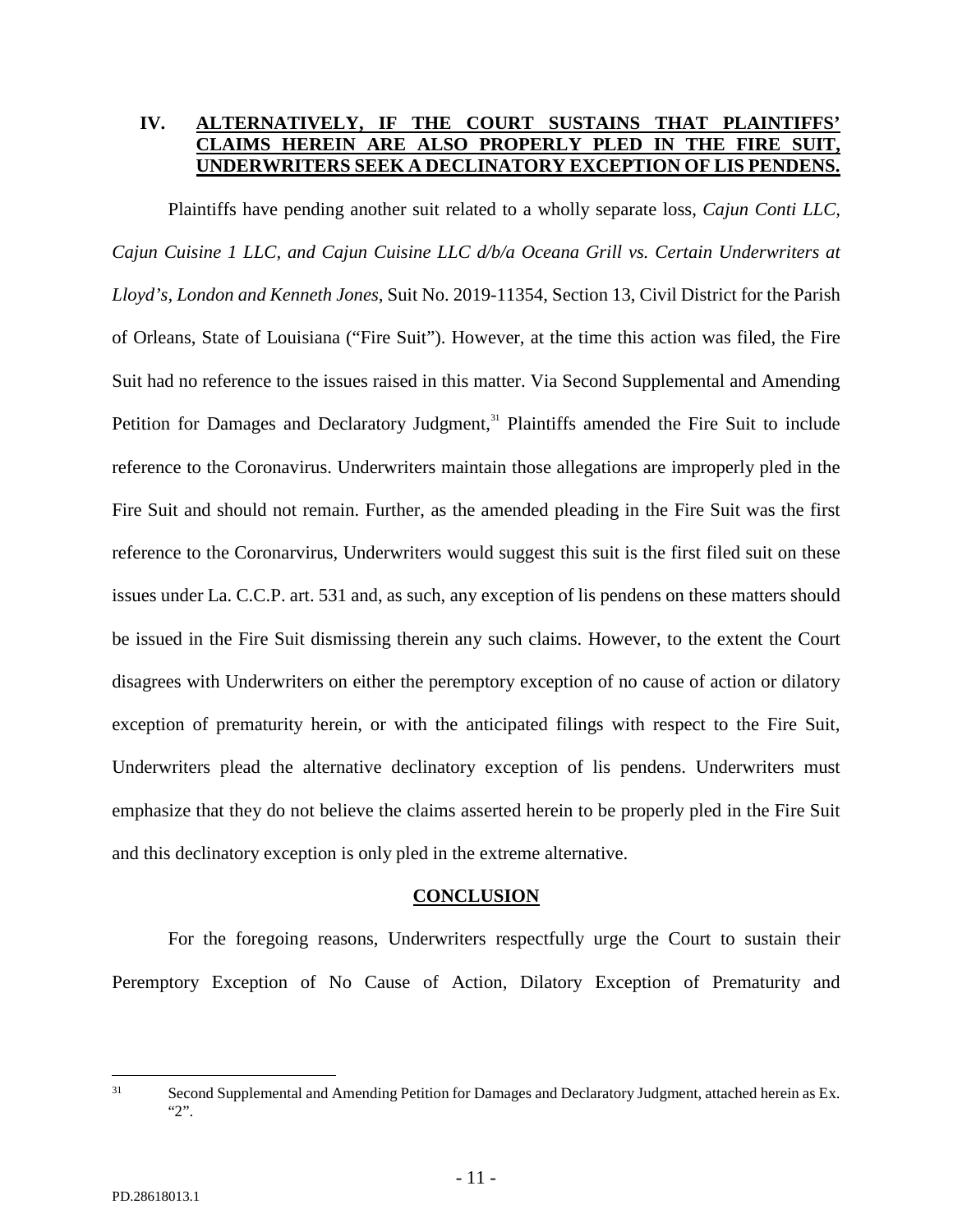## IV. ALTERNATIVELY, IF THE COURT SUSTAINS THAT PLAINTIFFS' CLAIMS HEREIN ARE ALSO PROPERLY PLED IN THE FIRE SUIT, UNDERWRITERS SEEK A DECLINATORY EXCEPTION OF LIS PENDENS.

Plaintiffs have pending another suit related to a wholly separate loss, *Cajun Conti LLC, Cajun Cuisine 1 LLC, and Cajun Cuisine LLC d/b/a Oceana Grill vs. Certain Underwriters at Lloyd's, London and Kenneth Jones,* Suit No. 2019-11354, Section 13, Civil District for the Parish of Orleans, State of Louisiana ("Fire Suit"). However, at the time this action was filed, the Fire Suit had no reference to the issues raised in this matter. Via Second Supplemental and Amending Petition for Damages and Declaratory Judgment,[31] Plaintiffs amended the Fire Suit to include reference to the Coronavirus. Underwriters maintain those allegations are improperly pled in the Fire Suit and should not remain. Further, as the amended pleading in the Fire Suit was the first reference to the Coronarvirus, Underwriters would suggest this suit is the first filed suit on these issues under La. C.C.P. art. 531 and, as such, any exception of lis pendens on these matters should be issued in the Fire Suit dismissing therein any such claims. However, to the extent the Court disagrees with Underwriters on either the peremptory exception of no cause of action or dilatory exception of prematurity herein, or with the anticipated filings with respect to the Fire Suit, Underwriters plead the alternative declinatory exception of lis pendens. Underwriters must emphasize that they do not believe the claims asserted herein to be properly pled in the Fire Suit and this declinatory exception is only pled in the extreme alternative.

## CONCLUSION

For the foregoing reasons, Underwriters respectfully urge the Court to sustain their Peremptory Exception of No Cause of Action, Dilatory Exception of Prematurity and

---

[31] Second Supplemental and Amending Petition for Damages and Declaratory Judgment, attached herein as Ex. "2".

PD.28618013.1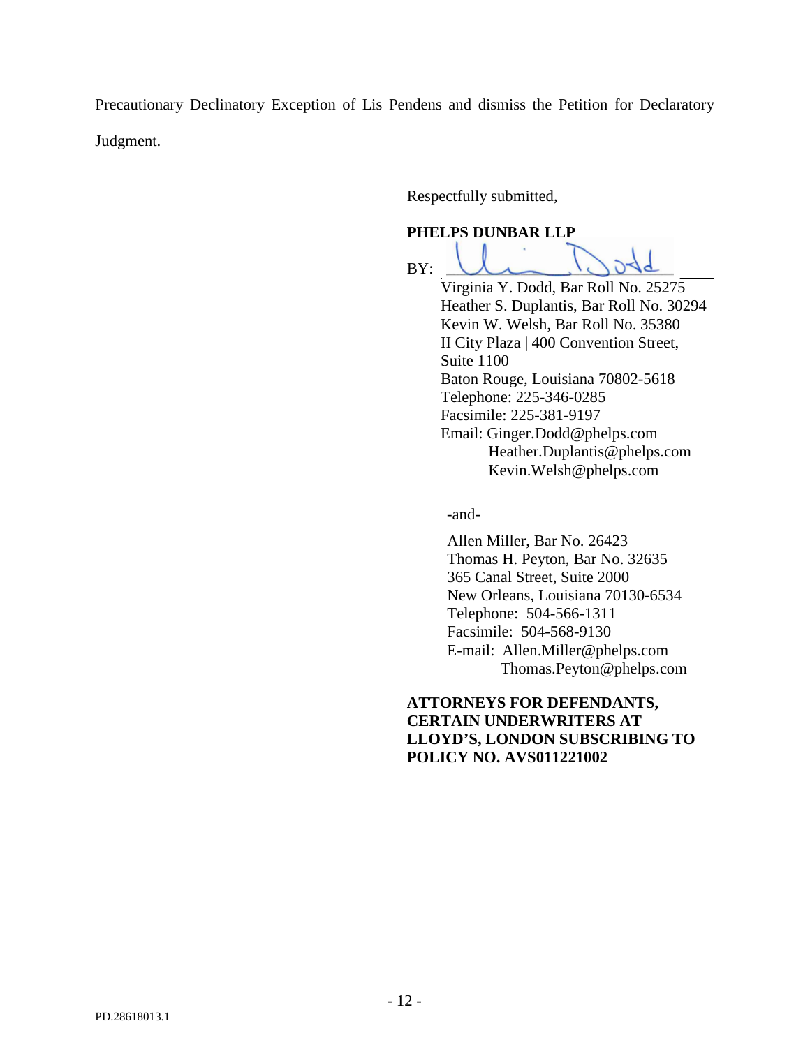Precautionary Declinatory Exception of Lis Pendens and dismiss the Petition for Declaratory Judgment.

Respectfully submitted,

**PHELPS DUNBAR LLP**

BY: ______________________________

Virginia Y. Dodd, Bar Roll No. 25275
Heather S. Duplantis, Bar Roll No. 30294
Kevin W. Welsh, Bar Roll No. 35380
II City Plaza | 400 Convention Street, Suite 1100
Baton Rouge, Louisiana 70802-5618
Telephone: 225-346-0285
Facsimile: 225-381-9197
Email: Ginger.Dodd@phelps.com
Heather.Duplantis@phelps.com
Kevin.Welsh@phelps.com

-and-

Allen Miller, Bar No. 26423
Thomas H. Peyton, Bar No. 32635
365 Canal Street, Suite 2000
New Orleans, Louisiana 70130-6534
Telephone: 504-566-1311
Facsimile: 504-568-9130
E-mail: Allen.Miller@phelps.com
Thomas.Peyton@phelps.com

**ATTORNEYS FOR DEFENDANTS, CERTAIN UNDERWRITERS AT LLOYD'S, LONDON SUBSCRIBING TO POLICY NO. AVS011221002**

PD.28618013.1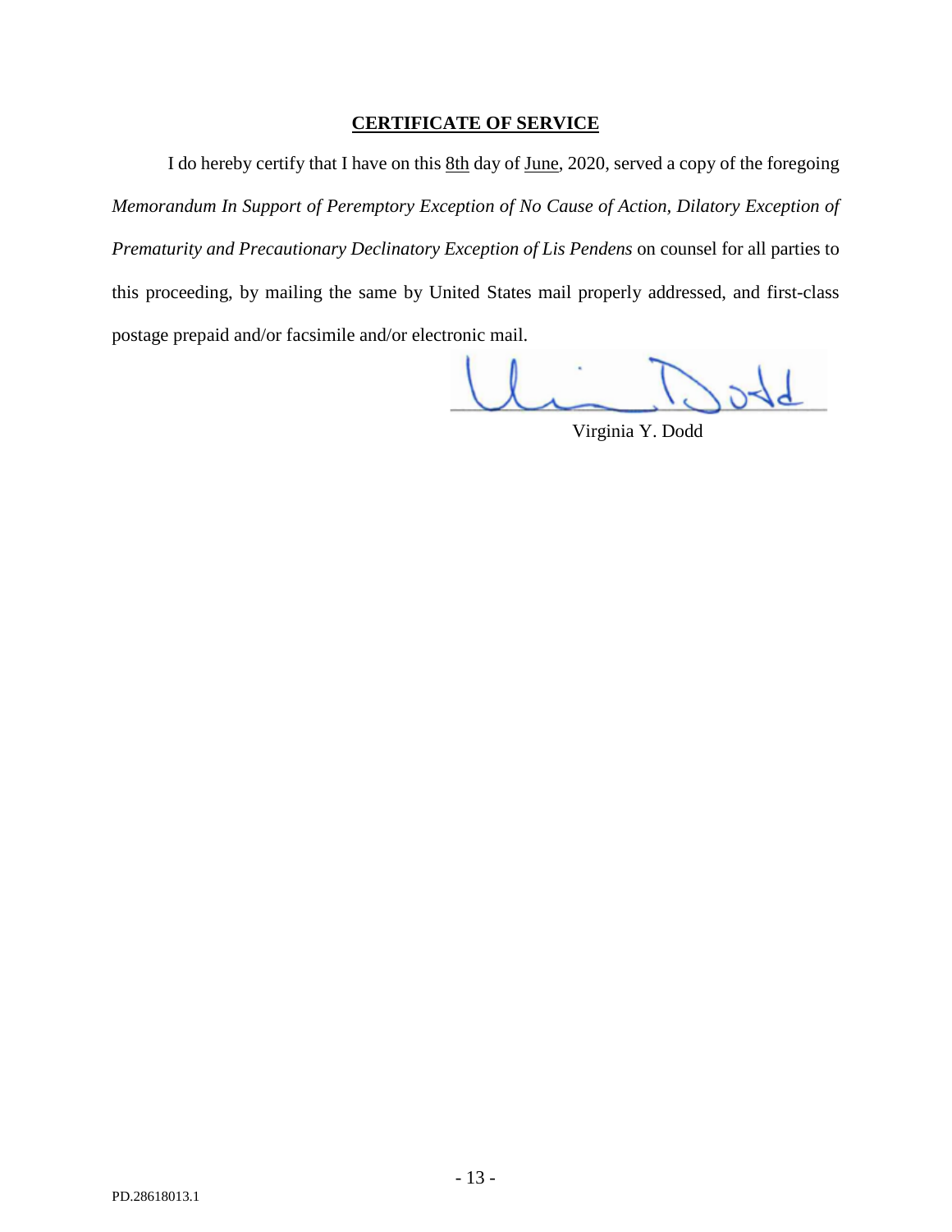**CERTIFICATE OF SERVICE**

I do hereby certify that I have on this 8th day of June, 2020, served a copy of the foregoing *Memorandum In Support of Peremptory Exception of No Cause of Action, Dilatory Exception of Prematurity and Precautionary Declinatory Exception of Lis Pendens* on counsel for all parties to this proceeding, by mailing the same by United States mail properly addressed, and first-class postage prepaid and/or facsimile and/or electronic mail.

Virginia Y. Dodd

PD.28618013.1